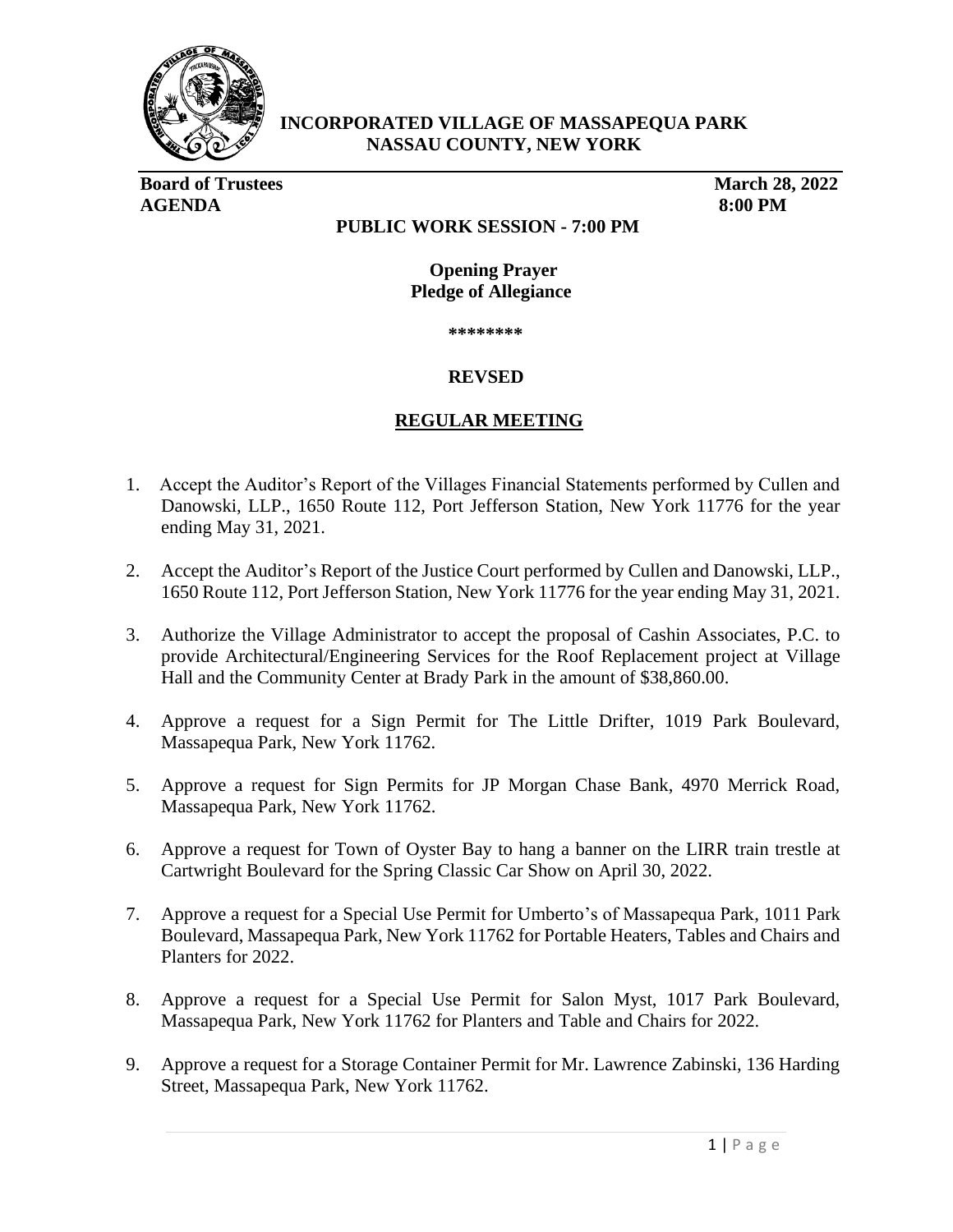**INCORPORATED VILLAGE OF MASSAPEQUA PARK**
**NASSAU COUNTY, NEW YORK**

**Board of Trustees** **March 28, 2022**
**AGENDA** **8:00 PM**

**PUBLIC WORK SESSION - 7:00 PM**

**Opening Prayer**
**Pledge of Allegiance**

**\*\*\*\*\*\*\*\***

**REVSED**

## REGULAR MEETING

1. Accept the Auditor's Report of the Villages Financial Statements performed by Cullen and Danowski, LLP., 1650 Route 112, Port Jefferson Station, New York 11776 for the year ending May 31, 2021.

2. Accept the Auditor's Report of the Justice Court performed by Cullen and Danowski, LLP., 1650 Route 112, Port Jefferson Station, New York 11776 for the year ending May 31, 2021.

3. Authorize the Village Administrator to accept the proposal of Cashin Associates, P.C. to provide Architectural/Engineering Services for the Roof Replacement project at Village Hall and the Community Center at Brady Park in the amount of $38,860.00.

4. Approve a request for a Sign Permit for The Little Drifter, 1019 Park Boulevard, Massapequa Park, New York 11762.

5. Approve a request for Sign Permits for JP Morgan Chase Bank, 4970 Merrick Road, Massapequa Park, New York 11762.

6. Approve a request for Town of Oyster Bay to hang a banner on the LIRR train trestle at Cartwright Boulevard for the Spring Classic Car Show on April 30, 2022.

7. Approve a request for a Special Use Permit for Umberto's of Massapequa Park, 1011 Park Boulevard, Massapequa Park, New York 11762 for Portable Heaters, Tables and Chairs and Planters for 2022.

8. Approve a request for a Special Use Permit for Salon Myst, 1017 Park Boulevard, Massapequa Park, New York 11762 for Planters and Table and Chairs for 2022.

9. Approve a request for a Storage Container Permit for Mr. Lawrence Zabinski, 136 Harding Street, Massapequa Park, New York 11762.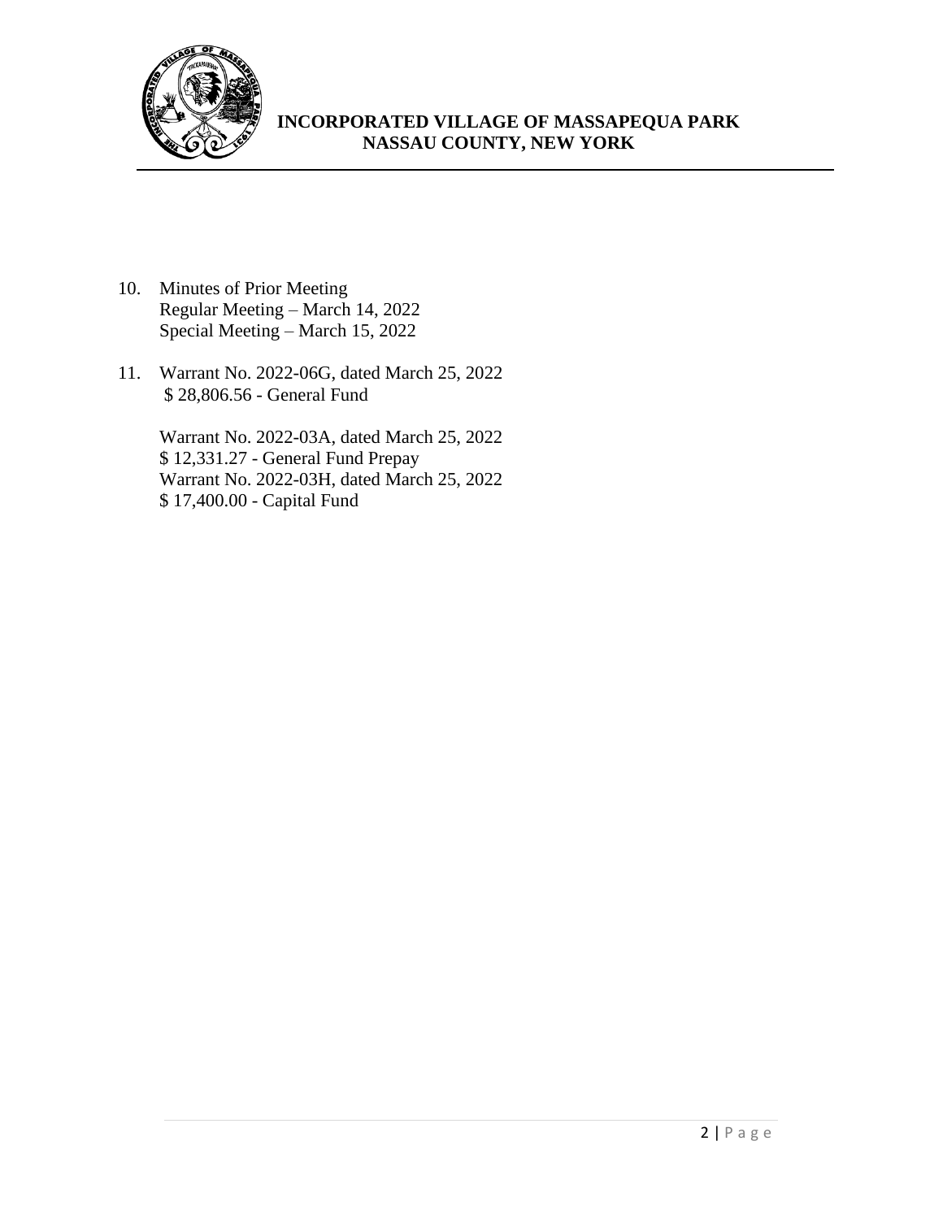**INCORPORATED VILLAGE OF MASSAPEQUA PARK**
**NASSAU COUNTY, NEW YORK**

10. Minutes of Prior Meeting
    Regular Meeting – March 14, 2022
    Special Meeting – March 15, 2022

11. Warrant No. 2022-06G, dated March 25, 2022
    $ 28,806.56 - General Fund

    Warrant No. 2022-03A, dated March 25, 2022
    $ 12,331.27 - General Fund Prepay
    Warrant No. 2022-03H, dated March 25, 2022
    $ 17,400.00 - Capital Fund